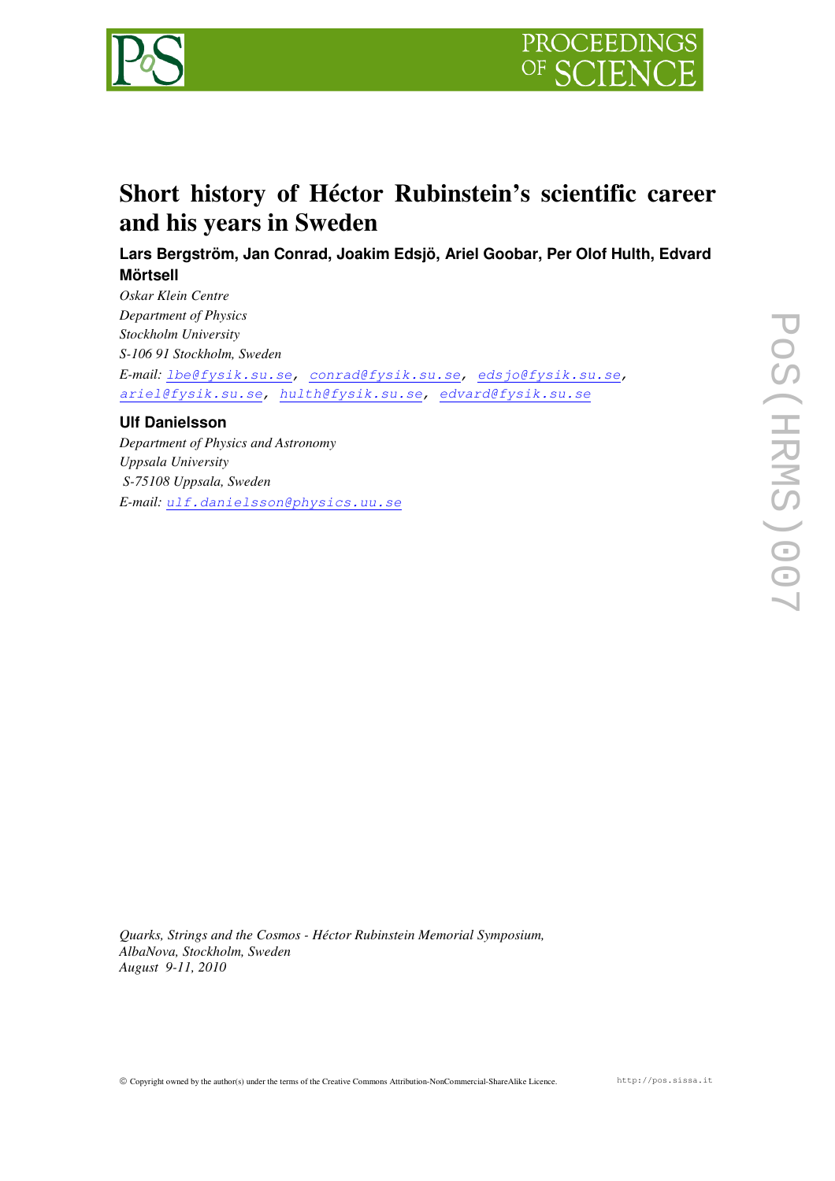# Short history of Héctor Rubinstein's scientific career and his years in Sweden

**Lars Bergström, Jan Conrad, Joakim Edsjö, Ariel Goobar, Per Olof Hulth, Edvard Mörtsell**

*Oskar Klein Centre*
*Department of Physics*
*Stockholm University*
*S-106 91 Stockholm, Sweden*
*E-mail:* lbe@fysik.su.se, conrad@fysik.su.se, edsjo@fysik.su.se, ariel@fysik.su.se, hulth@fysik.su.se, edvard@fysik.su.se

**Ulf Danielsson**

*Department of Physics and Astronomy*
*Uppsala University*
*S-75108 Uppsala, Sweden*
*E-mail:* ulf.danielsson@physics.uu.se

*Quarks, Strings and the Cosmos - Héctor Rubinstein Memorial Symposium,*
*AlbaNova, Stockholm, Sweden*
*August 9-11, 2010*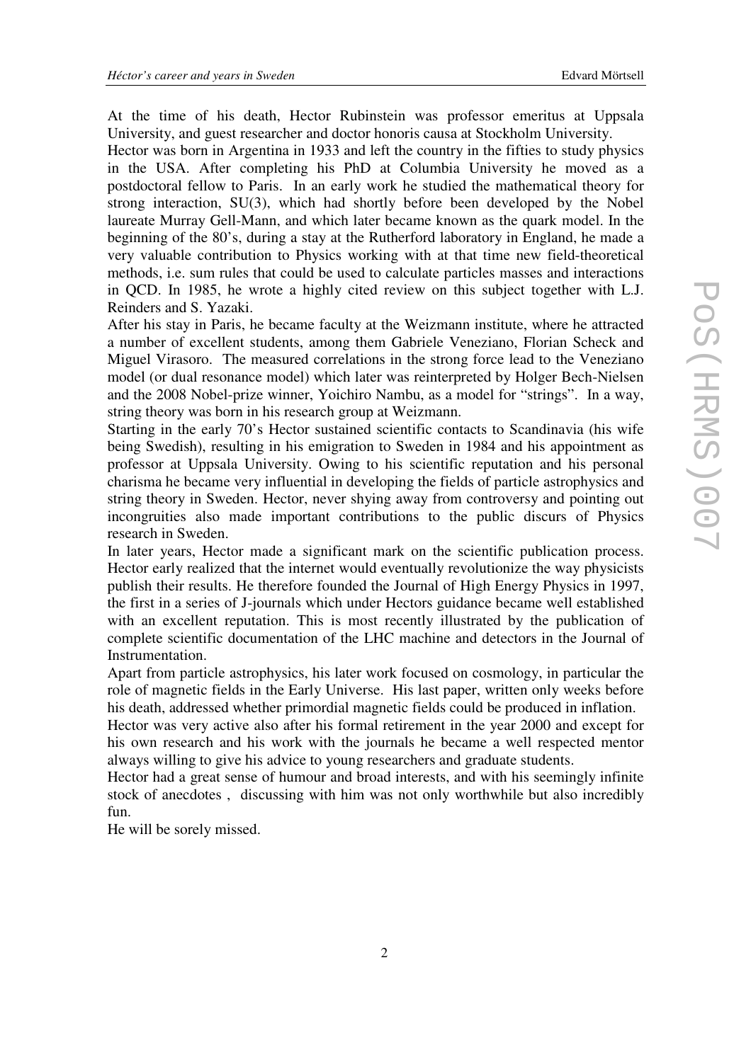At the time of his death, Hector Rubinstein was professor emeritus at Uppsala University, and guest researcher and doctor honoris causa at Stockholm University.

Hector was born in Argentina in 1933 and left the country in the fifties to study physics in the USA. After completing his PhD at Columbia University he moved as a postdoctoral fellow to Paris. In an early work he studied the mathematical theory for strong interaction, SU(3), which had shortly before been developed by the Nobel laureate Murray Gell-Mann, and which later became known as the quark model. In the beginning of the 80's, during a stay at the Rutherford laboratory in England, he made a very valuable contribution to Physics working with at that time new field-theoretical methods, i.e. sum rules that could be used to calculate particles masses and interactions in QCD. In 1985, he wrote a highly cited review on this subject together with L.J. Reinders and S. Yazaki.

After his stay in Paris, he became faculty at the Weizmann institute, where he attracted a number of excellent students, among them Gabriele Veneziano, Florian Scheck and Miguel Virasoro. The measured correlations in the strong force lead to the Veneziano model (or dual resonance model) which later was reinterpreted by Holger Bech-Nielsen and the 2008 Nobel-prize winner, Yoichiro Nambu, as a model for "strings". In a way, string theory was born in his research group at Weizmann.

Starting in the early 70's Hector sustained scientific contacts to Scandinavia (his wife being Swedish), resulting in his emigration to Sweden in 1984 and his appointment as professor at Uppsala University. Owing to his scientific reputation and his personal charisma he became very influential in developing the fields of particle astrophysics and string theory in Sweden. Hector, never shying away from controversy and pointing out incongruities also made important contributions to the public discurs of Physics research in Sweden.

In later years, Hector made a significant mark on the scientific publication process. Hector early realized that the internet would eventually revolutionize the way physicists publish their results. He therefore founded the Journal of High Energy Physics in 1997, the first in a series of J-journals which under Hectors guidance became well established with an excellent reputation. This is most recently illustrated by the publication of complete scientific documentation of the LHC machine and detectors in the Journal of Instrumentation.

Apart from particle astrophysics, his later work focused on cosmology, in particular the role of magnetic fields in the Early Universe. His last paper, written only weeks before his death, addressed whether primordial magnetic fields could be produced in inflation.

Hector was very active also after his formal retirement in the year 2000 and except for his own research and his work with the journals he became a well respected mentor always willing to give his advice to young researchers and graduate students.

Hector had a great sense of humour and broad interests, and with his seemingly infinite stock of anecdotes , discussing with him was not only worthwhile but also incredibly fun.

He will be sorely missed.